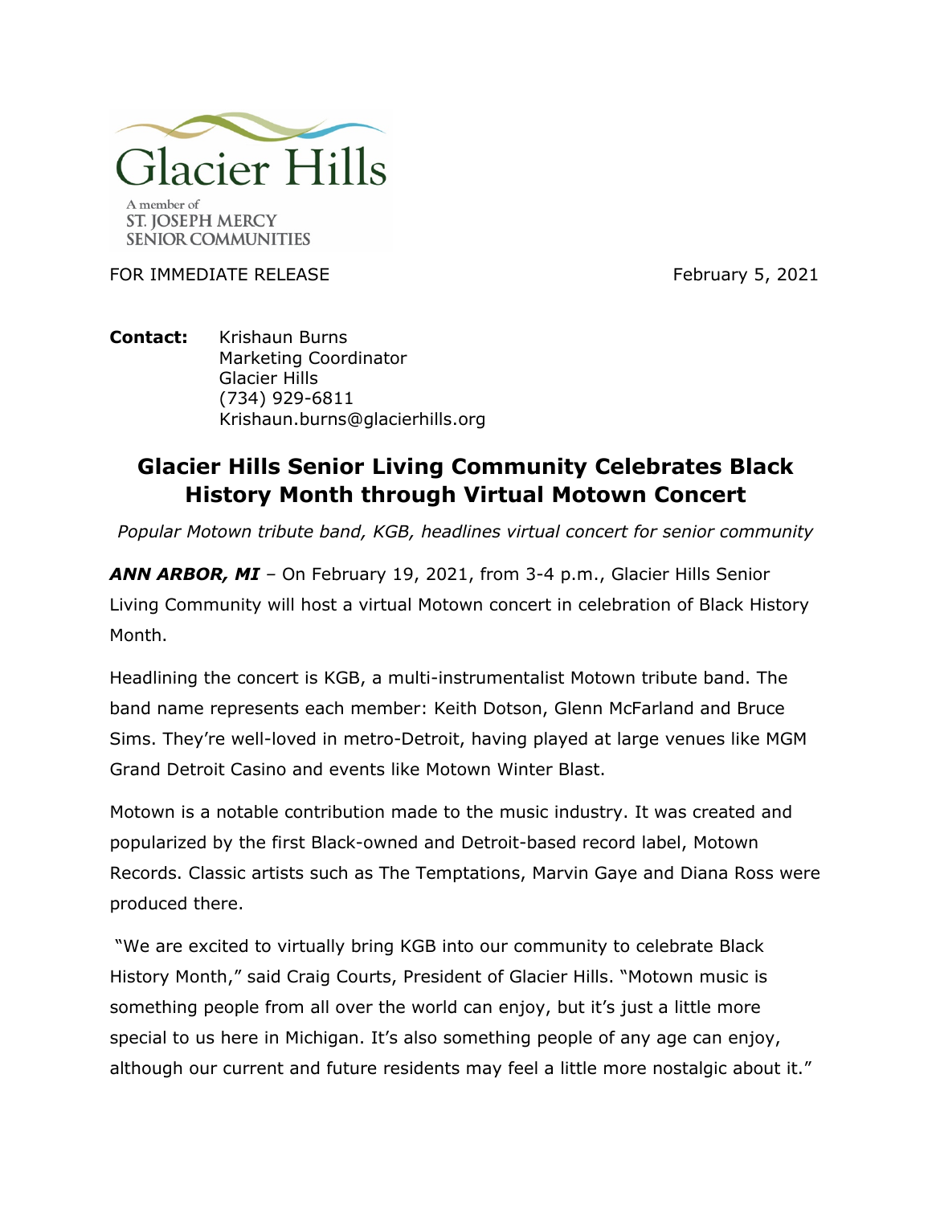Glacier Hills

A member of
ST. JOSEPH MERCY
SENIOR COMMUNITIES

FOR IMMEDIATE RELEASE February 5, 2021

**Contact:** Krishaun Burns
Marketing Coordinator
Glacier Hills
(734) 929-6811
Krishaun.burns@glacierhills.org

# Glacier Hills Senior Living Community Celebrates Black History Month through Virtual Motown Concert

*Popular Motown tribute band, KGB, headlines virtual concert for senior community*

***ANN ARBOR, MI*** – On February 19, 2021, from 3-4 p.m., Glacier Hills Senior Living Community will host a virtual Motown concert in celebration of Black History Month.

Headlining the concert is KGB, a multi-instrumentalist Motown tribute band. The band name represents each member: Keith Dotson, Glenn McFarland and Bruce Sims. They're well-loved in metro-Detroit, having played at large venues like MGM Grand Detroit Casino and events like Motown Winter Blast.

Motown is a notable contribution made to the music industry. It was created and popularized by the first Black-owned and Detroit-based record label, Motown Records. Classic artists such as The Temptations, Marvin Gaye and Diana Ross were produced there.

"We are excited to virtually bring KGB into our community to celebrate Black History Month," said Craig Courts, President of Glacier Hills. "Motown music is something people from all over the world can enjoy, but it's just a little more special to us here in Michigan. It's also something people of any age can enjoy, although our current and future residents may feel a little more nostalgic about it."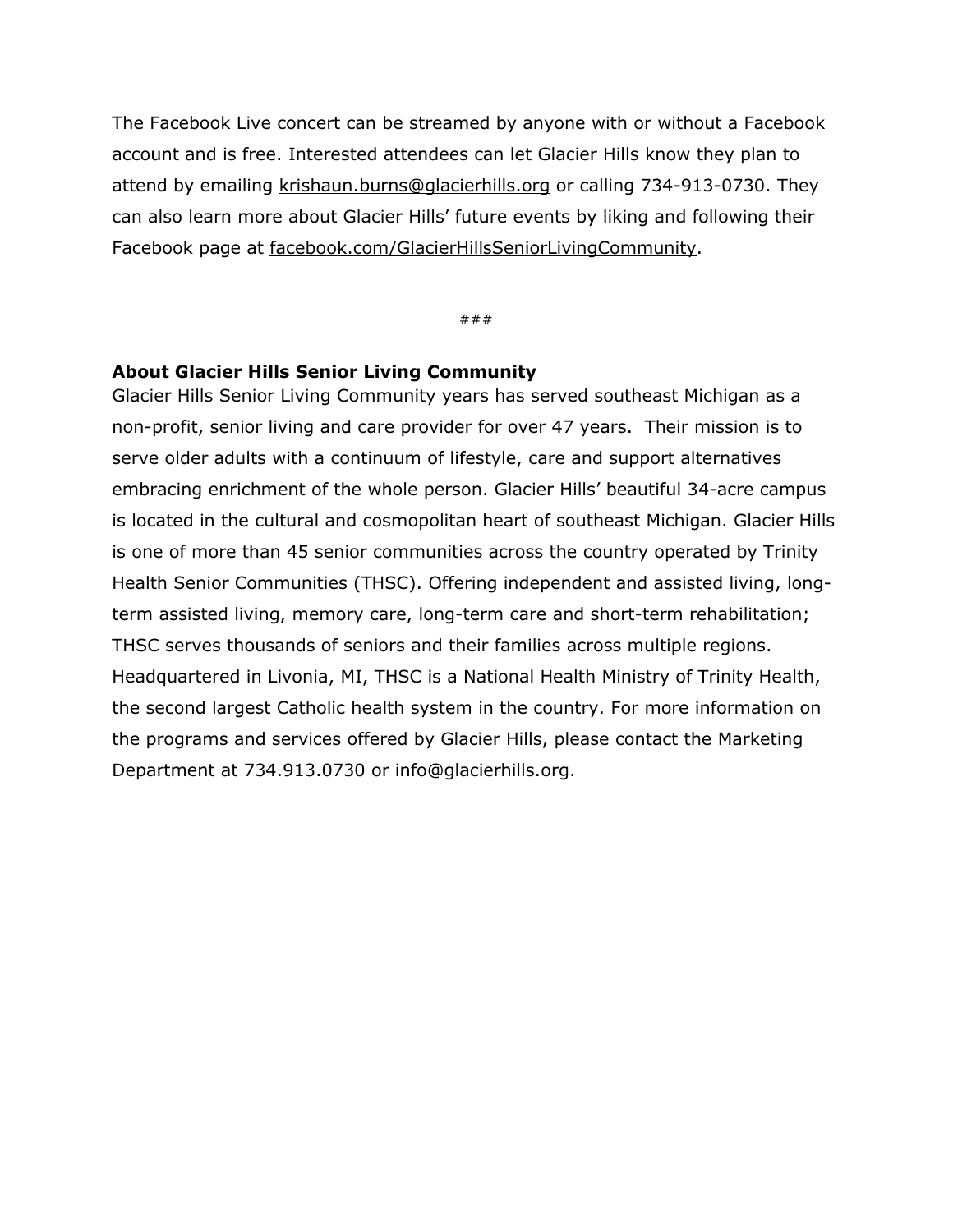The Facebook Live concert can be streamed by anyone with or without a Facebook account and is free. Interested attendees can let Glacier Hills know they plan to attend by emailing krishaun.burns@glacierhills.org or calling 734-913-0730. They can also learn more about Glacier Hills' future events by liking and following their Facebook page at facebook.com/GlacierHillsSeniorLivingCommunity.

###

**About Glacier Hills Senior Living Community**

Glacier Hills Senior Living Community years has served southeast Michigan as a non-profit, senior living and care provider for over 47 years. Their mission is to serve older adults with a continuum of lifestyle, care and support alternatives embracing enrichment of the whole person. Glacier Hills' beautiful 34-acre campus is located in the cultural and cosmopolitan heart of southeast Michigan. Glacier Hills is one of more than 45 senior communities across the country operated by Trinity Health Senior Communities (THSC). Offering independent and assisted living, long-term assisted living, memory care, long-term care and short-term rehabilitation; THSC serves thousands of seniors and their families across multiple regions. Headquartered in Livonia, MI, THSC is a National Health Ministry of Trinity Health, the second largest Catholic health system in the country. For more information on the programs and services offered by Glacier Hills, please contact the Marketing Department at 734.913.0730 or info@glacierhills.org.